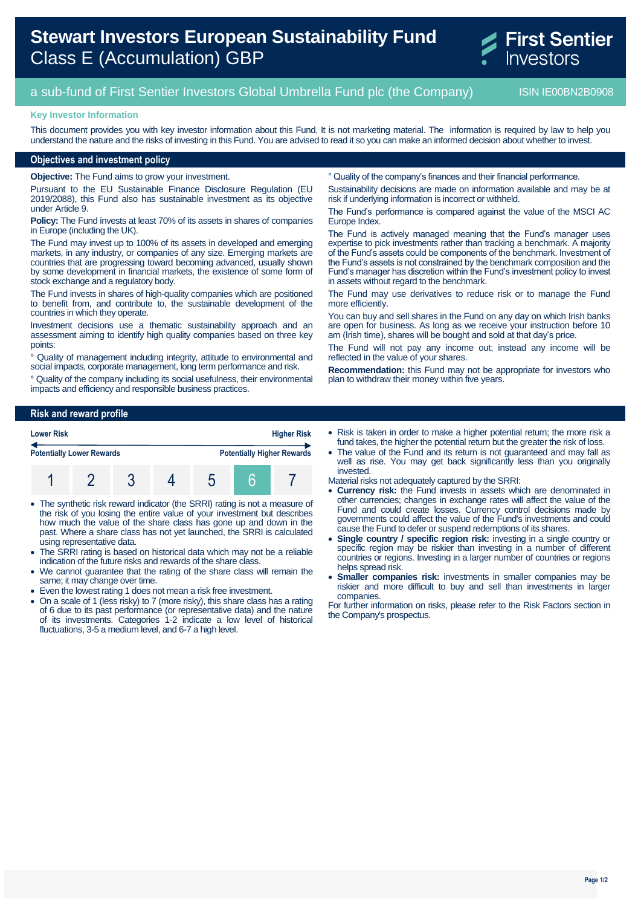# Stewart Investors European Sustainability Fund

Class E (Accumulation) GBP

First Sentier Investors

## a sub-fund of First Sentier Investors Global Umbrella Fund plc (the Company)

ISIN IE00BN2B0908

**Key Investor Information**

This document provides you with key investor information about this Fund. It is not marketing material. The information is required by law to help you understand the nature and the risks of investing in this Fund. You are advised to read it so you can make an informed decision about whether to invest.

## Objectives and investment policy

**Objective:** The Fund aims to grow your investment.

Pursuant to the EU Sustainable Finance Disclosure Regulation (EU 2019/2088), this Fund also has sustainable investment as its objective under Article 9.

**Policy:** The Fund invests at least 70% of its assets in shares of companies in Europe (including the UK).

The Fund may invest up to 100% of its assets in developed and emerging markets, in any industry, or companies of any size. Emerging markets are countries that are progressing toward becoming advanced, usually shown by some development in financial markets, the existence of some form of stock exchange and a regulatory body.

The Fund invests in shares of high-quality companies which are positioned to benefit from, and contribute to, the sustainable development of the countries in which they operate.

Investment decisions use a thematic sustainability approach and an assessment aiming to identify high quality companies based on three key points:

° Quality of management including integrity, attitude to environmental and social impacts, corporate management, long term performance and risk.

° Quality of the company including its social usefulness, their environmental impacts and efficiency and responsible business practices.

° Quality of the company's finances and their financial performance.

Sustainability decisions are made on information available and may be at risk if underlying information is incorrect or withheld.

The Fund's performance is compared against the value of the MSCI AC Europe Index.

The Fund is actively managed meaning that the Fund's manager uses expertise to pick investments rather than tracking a benchmark. A majority of the Fund's assets could be components of the benchmark. Investment of the Fund's assets is not constrained by the benchmark composition and the Fund's manager has discretion within the Fund's investment policy to invest in assets without regard to the benchmark.

The Fund may use derivatives to reduce risk or to manage the Fund more efficiently.

You can buy and sell shares in the Fund on any day on which Irish banks are open for business. As long as we receive your instruction before 10 am (Irish time), shares will be bought and sold at that day's price.

The Fund will not pay any income out; instead any income will be reflected in the value of your shares.

**Recommendation:** this Fund may not be appropriate for investors who plan to withdraw their money within five years.

## Risk and reward profile

| Lower Risk | | | | | | Higher Risk |
|---|---|---|---|---|---|---|
| Potentially Lower Rewards | | | | | | Potentially Higher Rewards |
| 1 | 2 | 3 | 4 | 5 | **6** | 7 |

- The synthetic risk reward indicator (the SRRI) rating is not a measure of the risk of you losing the entire value of your investment but describes how much the value of the share class has gone up and down in the past. Where a share class has not yet launched, the SRRI is calculated using representative data.
- The SRRI rating is based on historical data which may not be a reliable indication of the future risks and rewards of the share class.
- We cannot guarantee that the rating of the share class will remain the same; it may change over time.
- Even the lowest rating 1 does not mean a risk free investment.
- On a scale of 1 (less risky) to 7 (more risky), this share class has a rating of 6 due to its past performance (or representative data) and the nature of its investments. Categories 1-2 indicate a low level of historical fluctuations, 3-5 a medium level, and 6-7 a high level.
- Risk is taken in order to make a higher potential return; the more risk a fund takes, the higher the potential return but the greater the risk of loss.
- The value of the Fund and its return is not guaranteed and may fall as well as rise. You may get back significantly less than you originally invested.

Material risks not adequately captured by the SRRI:

- **Currency risk:** the Fund invests in assets which are denominated in other currencies; changes in exchange rates will affect the value of the Fund and could create losses. Currency control decisions made by governments could affect the value of the Fund's investments and could cause the Fund to defer or suspend redemptions of its shares.
- **Single country / specific region risk:** investing in a single country or specific region may be riskier than investing in a number of different countries or regions. Investing in a larger number of countries or regions helps spread risk.
- **Smaller companies risk:** investments in smaller companies may be riskier and more difficult to buy and sell than investments in larger companies.

For further information on risks, please refer to the Risk Factors section in the Company's prospectus.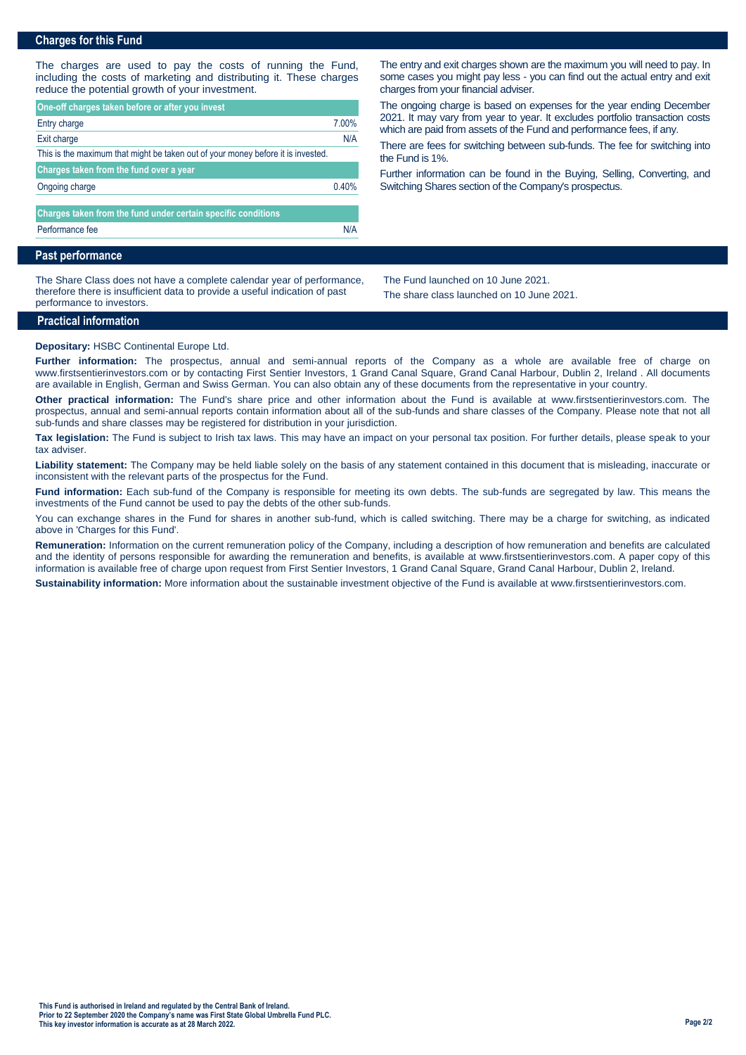## Charges for this Fund

The charges are used to pay the costs of running the Fund, including the costs of marketing and distributing it. These charges reduce the potential growth of your investment.

| One-off charges taken before or after you invest | |
|---|---|
| Entry charge | 7.00% |
| Exit charge | N/A |
| This is the maximum that might be taken out of your money before it is invested. | |
| **Charges taken from the fund over a year** | |
| Ongoing charge | 0.40% |
| **Charges taken from the fund under certain specific conditions** | |
| Performance fee | N/A |

The entry and exit charges shown are the maximum you will need to pay. In some cases you might pay less - you can find out the actual entry and exit charges from your financial adviser.

The ongoing charge is based on expenses for the year ending December 2021. It may vary from year to year. It excludes portfolio transaction costs which are paid from assets of the Fund and performance fees, if any.

There are fees for switching between sub-funds. The fee for switching into the Fund is 1%.

Further information can be found in the Buying, Selling, Converting, and Switching Shares section of the Company's prospectus.

## Past performance

The Share Class does not have a complete calendar year of performance, therefore there is insufficient data to provide a useful indication of past performance to investors.

The Fund launched on 10 June 2021.

The share class launched on 10 June 2021.

## Practical information

**Depositary:** HSBC Continental Europe Ltd.

**Further information:** The prospectus, annual and semi-annual reports of the Company as a whole are available free of charge on www.firstsentierinvestors.com or by contacting First Sentier Investors, 1 Grand Canal Square, Grand Canal Harbour, Dublin 2, Ireland . All documents are available in English, German and Swiss German. You can also obtain any of these documents from the representative in your country.

**Other practical information:** The Fund's share price and other information about the Fund is available at www.firstsentierinvestors.com. The prospectus, annual and semi-annual reports contain information about all of the sub-funds and share classes of the Company. Please note that not all sub-funds and share classes may be registered for distribution in your jurisdiction.

**Tax legislation:** The Fund is subject to Irish tax laws. This may have an impact on your personal tax position. For further details, please speak to your tax adviser.

**Liability statement:** The Company may be held liable solely on the basis of any statement contained in this document that is misleading, inaccurate or inconsistent with the relevant parts of the prospectus for the Fund.

**Fund information:** Each sub-fund of the Company is responsible for meeting its own debts. The sub-funds are segregated by law. This means the investments of the Fund cannot be used to pay the debts of the other sub-funds.

You can exchange shares in the Fund for shares in another sub-fund, which is called switching. There may be a charge for switching, as indicated above in 'Charges for this Fund'.

**Remuneration:** Information on the current remuneration policy of the Company, including a description of how remuneration and benefits are calculated and the identity of persons responsible for awarding the remuneration and benefits, is available at www.firstsentierinvestors.com. A paper copy of this information is available free of charge upon request from First Sentier Investors, 1 Grand Canal Square, Grand Canal Harbour, Dublin 2, Ireland.

**Sustainability information:** More information about the sustainable investment objective of the Fund is available at www.firstsentierinvestors.com.

**This Fund is authorised in Ireland and regulated by the Central Bank of Ireland.**
**Prior to 22 September 2020 the Company's name was First State Global Umbrella Fund PLC.**
**This key investor information is accurate as at 28 March 2022.**